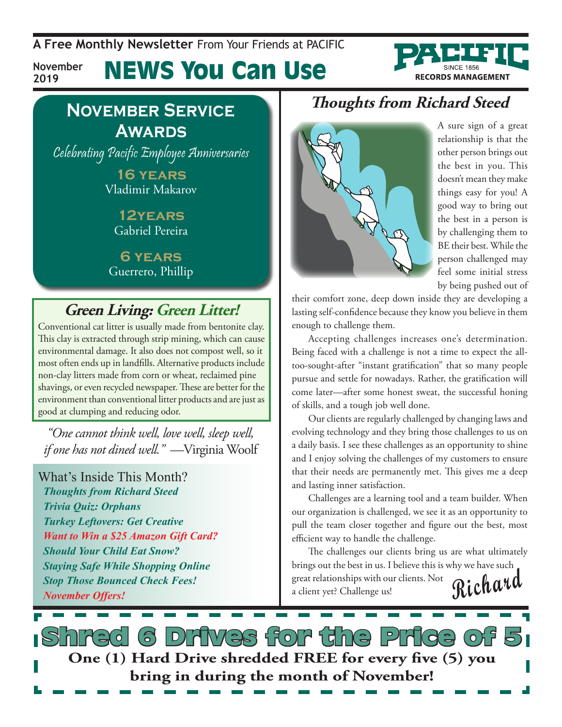A Free Monthly Newsletter From Your Friends at PACIFIC

November 2019

# NEWS You Can Use

PACIFIC SINCE 1856 RECORDS MANAGEMENT

## November Service Awards

*Celebrating Pacific Employee Anniversaries*

**16 years**
Vladimir Makarov

**12years**
Gabriel Pereira

**6 years**
Guerrero, Phillip

## Green Living: Green Litter!

Conventional cat litter is usually made from bentonite clay. This clay is extracted through strip mining, which can cause environmental damage. It also does not compost well, so it most often ends up in landfills. Alternative products include non-clay litters made from corn or wheat, reclaimed pine shavings, or even recycled newspaper. These are better for the environment than conventional litter products and are just as good at clumping and reducing odor.

*"One cannot think well, love well, sleep well, if one has not dined well."* —Virginia Woolf

### What's Inside This Month?

- ***Thoughts from Richard Steed***
- ***Trivia Quiz: Orphans***
- ***Turkey Leftovers: Get Creative***
- ***Want to Win a $25 Amazon Gift Card?***
- ***Should Your Child Eat Snow?***
- ***Staying Safe While Shopping Online***
- ***Stop Those Bounced Check Fees!***
- ***November Offers!***

## Thoughts from Richard Steed

A sure sign of a great relationship is that the other person brings out the best in you. This doesn't mean they make things easy for you! A good way to bring out the best in a person is by challenging them to BE their best. While the person challenged may feel some initial stress by being pushed out of their comfort zone, deep down inside they are developing a lasting self-confidence because they know you believe in them enough to challenge them.

Accepting challenges increases one's determination. Being faced with a challenge is not a time to expect the all-too-sought-after "instant gratification" that so many people pursue and settle for nowadays. Rather, the gratification will come later—after some honest sweat, the successful honing of skills, and a tough job well done.

Our clients are regularly challenged by changing laws and evolving technology and they bring those challenges to us on a daily basis. I see these challenges as an opportunity to shine and I enjoy solving the challenges of my customers to ensure that their needs are permanently met. This gives me a deep and lasting inner satisfaction.

Challenges are a learning tool and a team builder. When our organization is challenged, we see it as an opportunity to pull the team closer together and figure out the best, most efficient way to handle the challenge.

The challenges our clients bring us are what ultimately brings out the best in us. I believe this is why we have such great relationships with our clients. Not a client yet? Challenge us!

*Richard*

## Shred 6 Drives for the Price of 5

**One (1) Hard Drive shredded FREE for every five (5) you bring in during the month of November!**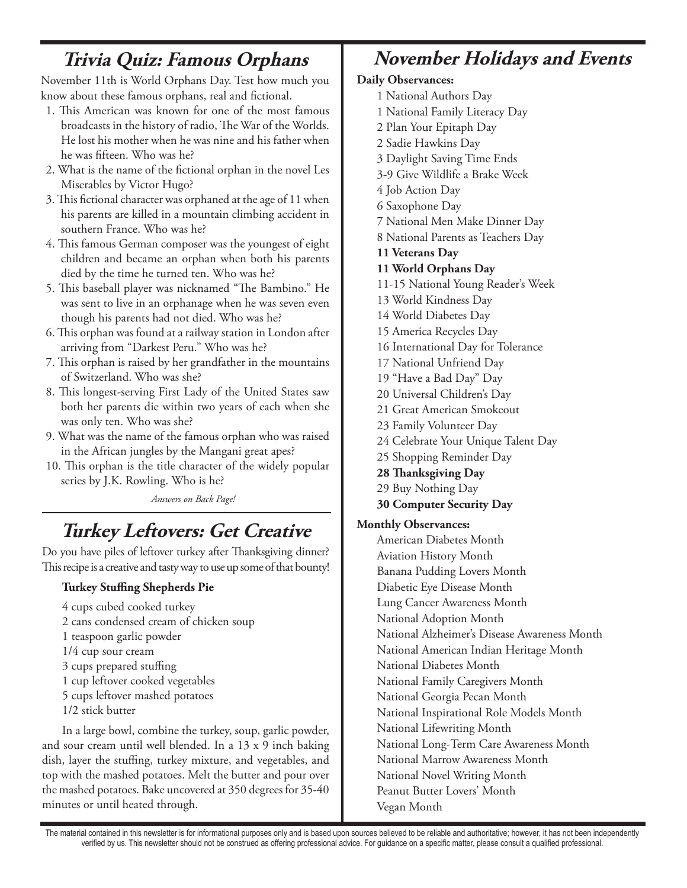## Trivia Quiz: Famous Orphans

November 11th is World Orphans Day. Test how much you know about these famous orphans, real and fictional.

1. This American was known for one of the most famous broadcasts in the history of radio, The War of the Worlds. He lost his mother when he was nine and his father when he was fifteen. Who was he?
2. What is the name of the fictional orphan in the novel Les Miserables by Victor Hugo?
3. This fictional character was orphaned at the age of 11 when his parents are killed in a mountain climbing accident in southern France. Who was he?
4. This famous German composer was the youngest of eight children and became an orphan when both his parents died by the time he turned ten. Who was he?
5. This baseball player was nicknamed "The Bambino." He was sent to live in an orphanage when he was seven even though his parents had not died. Who was he?
6. This orphan was found at a railway station in London after arriving from "Darkest Peru." Who was he?
7. This orphan is raised by her grandfather in the mountains of Switzerland. Who was she?
8. This longest-serving First Lady of the United States saw both her parents die within two years of each when she was only ten. Who was she?
9. What was the name of the famous orphan who was raised in the African jungles by the Mangani great apes?
10. This orphan is the title character of the widely popular series by J.K. Rowling. Who is he?

*Answers on Back Page!*

## Turkey Leftovers: Get Creative

Do you have piles of leftover turkey after Thanksgiving dinner? This recipe is a creative and tasty way to use up some of that bounty!

**Turkey Stuffing Shepherds Pie**

- 4 cups cubed cooked turkey
- 2 cans condensed cream of chicken soup
- 1 teaspoon garlic powder
- 1/4 cup sour cream
- 3 cups prepared stuffing
- 1 cup leftover cooked vegetables
- 5 cups leftover mashed potatoes
- 1/2 stick butter

In a large bowl, combine the turkey, soup, garlic powder, and sour cream until well blended. In a 13 x 9 inch baking dish, layer the stuffing, turkey mixture, and vegetables, and top with the mashed potatoes. Melt the butter and pour over the mashed potatoes. Bake uncovered at 350 degrees for 35-40 minutes or until heated through.

## November Holidays and Events

**Daily Observances:**

- 1 National Authors Day
- 1 National Family Literacy Day
- 2 Plan Your Epitaph Day
- 2 Sadie Hawkins Day
- 3 Daylight Saving Time Ends
- 3-9 Give Wildlife a Brake Week
- 4 Job Action Day
- 6 Saxophone Day
- 7 National Men Make Dinner Day
- 8 National Parents as Teachers Day
- **11 Veterans Day**
- **11 World Orphans Day**
- 11-15 National Young Reader's Week
- 13 World Kindness Day
- 14 World Diabetes Day
- 15 America Recycles Day
- 16 International Day for Tolerance
- 17 National Unfriend Day
- 19 "Have a Bad Day" Day
- 20 Universal Children's Day
- 21 Great American Smokeout
- 23 Family Volunteer Day
- 24 Celebrate Your Unique Talent Day
- 25 Shopping Reminder Day
- **28 Thanksgiving Day**
- 29 Buy Nothing Day
- **30 Computer Security Day**

**Monthly Observances:**

- American Diabetes Month
- Aviation History Month
- Banana Pudding Lovers Month
- Diabetic Eye Disease Month
- Lung Cancer Awareness Month
- National Adoption Month
- National Alzheimer's Disease Awareness Month
- National American Indian Heritage Month
- National Diabetes Month
- National Family Caregivers Month
- National Georgia Pecan Month
- National Inspirational Role Models Month
- National Lifewriting Month
- National Long-Term Care Awareness Month
- National Marrow Awareness Month
- National Novel Writing Month
- Peanut Butter Lovers' Month
- Vegan Month

The material contained in this newsletter is for informational purposes only and is based upon sources believed to be reliable and authoritative; however, it has not been independently verified by us. This newsletter should not be construed as offering professional advice. For guidance on a specific matter, please consult a qualified professional.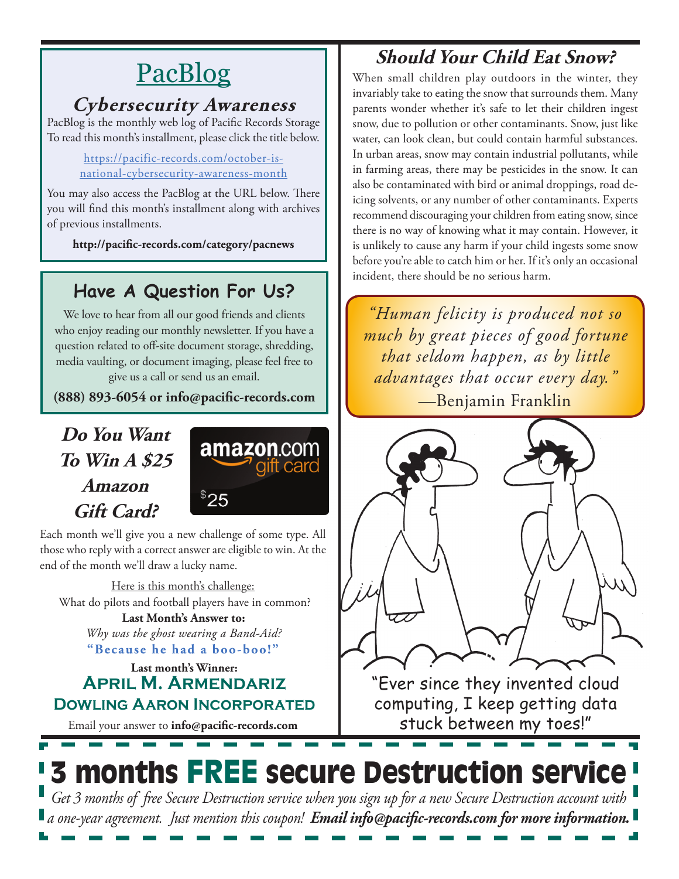## PacBlog

### *Cybersecurity Awareness*

PacBlog is the monthly web log of Pacific Records Storage To read this month's installment, please click the title below.

https://pacific-records.com/october-is-national-cybersecurity-awareness-month

You may also access the PacBlog at the URL below. There you will find this month's installment along with archives of previous installments.

**http://pacific-records.com/category/pacnews**

## Have A Question For Us?

We love to hear from all our good friends and clients who enjoy reading our monthly newsletter. If you have a question related to off-site document storage, shredding, media vaulting, or document imaging, please feel free to give us a call or send us an email.

**(888) 893-6054 or info@pacific-records.com**

## *Do You Want To Win A $25 Amazon Gift Card?*

amazon.com gift card $25

Each month we'll give you a new challenge of some type. All those who reply with a correct answer are eligible to win. At the end of the month we'll draw a lucky name.

Here is this month's challenge:

What do pilots and football players have in common?

**Last Month's Answer to:**

*Why was the ghost wearing a Band-Aid?*

**"Because he had a boo-boo!"**

**Last month's Winner:**

**April M. Armendariz**

**Dowling Aaron Incorporated**

Email your answer to **info@pacific-records.com**

## *Should Your Child Eat Snow?*

When small children play outdoors in the winter, they invariably take to eating the snow that surrounds them. Many parents wonder whether it's safe to let their children ingest snow, due to pollution or other contaminants. Snow, just like water, can look clean, but could contain harmful substances. In urban areas, snow may contain industrial pollutants, while in farming areas, there may be pesticides in the snow. It can also be contaminated with bird or animal droppings, road de-icing solvents, or any number of other contaminants. Experts recommend discouraging your children from eating snow, since there is no way of knowing what it may contain. However, it is unlikely to cause any harm if your child ingests some snow before you're able to catch him or her. If it's only an occasional incident, there should be no serious harm.

*"Human felicity is produced not so much by great pieces of good fortune that seldom happen, as by little advantages that occur every day."*
—Benjamin Franklin

"Ever since they invented cloud computing, I keep getting data stuck between my toes!"

# 3 months FREE secure Destruction service

*Get 3 months of free Secure Destruction service when you sign up for a new Secure Destruction account with a one-year agreement. Just mention this coupon!* ***Email info@pacific-records.com for more information.***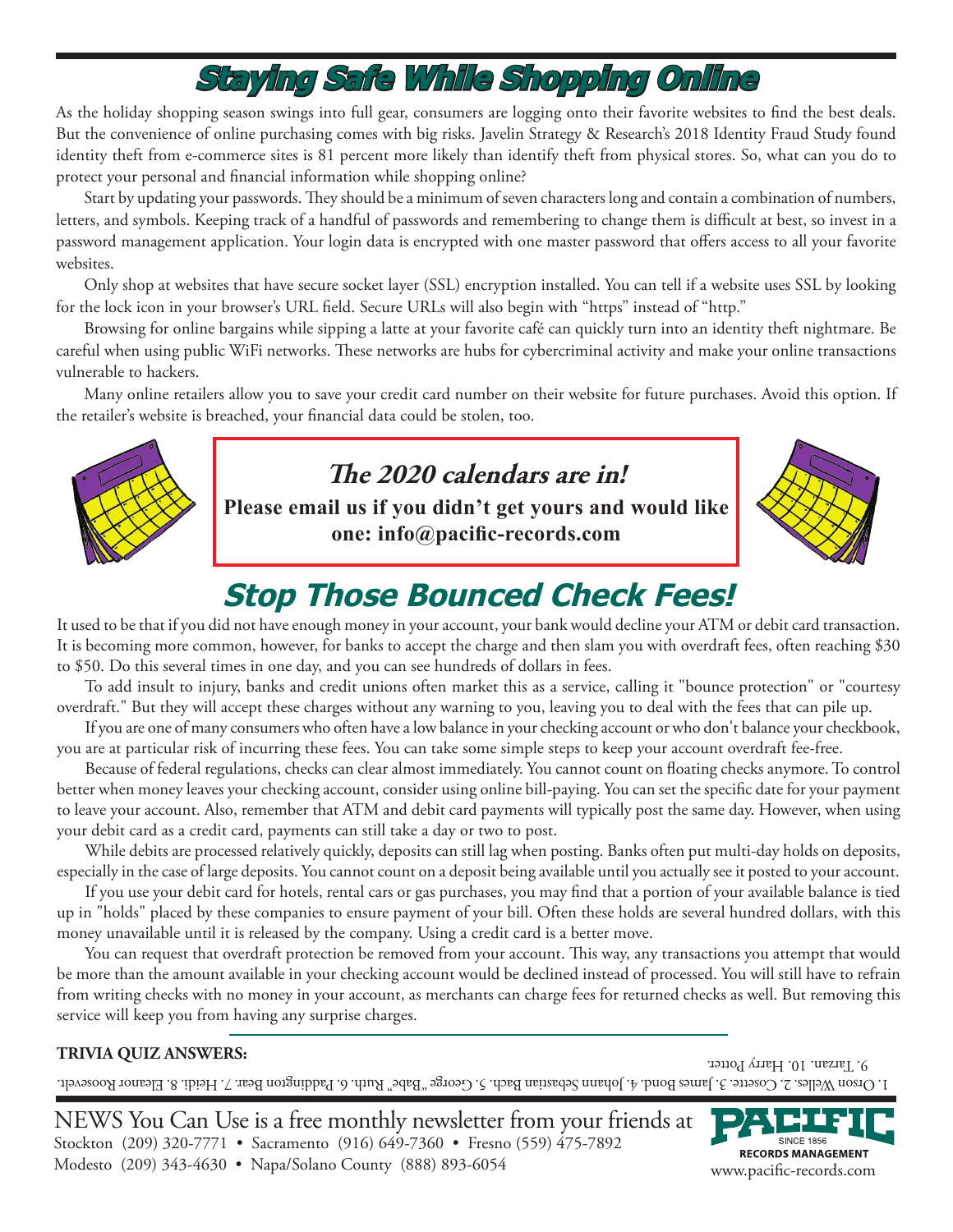# Staying Safe While Shopping Online

As the holiday shopping season swings into full gear, consumers are logging onto their favorite websites to find the best deals. But the convenience of online purchasing comes with big risks. Javelin Strategy & Research's 2018 Identity Fraud Study found identity theft from e-commerce sites is 81 percent more likely than identify theft from physical stores. So, what can you do to protect your personal and financial information while shopping online?

Start by updating your passwords. They should be a minimum of seven characters long and contain a combination of numbers, letters, and symbols. Keeping track of a handful of passwords and remembering to change them is difficult at best, so invest in a password management application. Your login data is encrypted with one master password that offers access to all your favorite websites.

Only shop at websites that have secure socket layer (SSL) encryption installed. You can tell if a website uses SSL by looking for the lock icon in your browser's URL field. Secure URLs will also begin with "https" instead of "http."

Browsing for online bargains while sipping a latte at your favorite café can quickly turn into an identity theft nightmare. Be careful when using public WiFi networks. These networks are hubs for cybercriminal activity and make your online transactions vulnerable to hackers.

Many online retailers allow you to save your credit card number on their website for future purchases. Avoid this option. If the retailer's website is breached, your financial data could be stolen, too.

***The 2020 calendars are in!***

**Please email us if you didn't get yours and would like one: info@pacific-records.com**

# Stop Those Bounced Check Fees!

It used to be that if you did not have enough money in your account, your bank would decline your ATM or debit card transaction. It is becoming more common, however, for banks to accept the charge and then slam you with overdraft fees, often reaching $30 to $50. Do this several times in one day, and you can see hundreds of dollars in fees.

To add insult to injury, banks and credit unions often market this as a service, calling it "bounce protection" or "courtesy overdraft." But they will accept these charges without any warning to you, leaving you to deal with the fees that can pile up.

If you are one of many consumers who often have a low balance in your checking account or who don't balance your checkbook, you are at particular risk of incurring these fees. You can take some simple steps to keep your account overdraft fee-free.

Because of federal regulations, checks can clear almost immediately. You cannot count on floating checks anymore. To control better when money leaves your checking account, consider using online bill-paying. You can set the specific date for your payment to leave your account. Also, remember that ATM and debit card payments will typically post the same day. However, when using your debit card as a credit card, payments can still take a day or two to post.

While debits are processed relatively quickly, deposits can still lag when posting. Banks often put multi-day holds on deposits, especially in the case of large deposits. You cannot count on a deposit being available until you actually see it posted to your account.

If you use your debit card for hotels, rental cars or gas purchases, you may find that a portion of your available balance is tied up in "holds" placed by these companies to ensure payment of your bill. Often these holds are several hundred dollars, with this money unavailable until it is released by the company. Using a credit card is a better move.

You can request that overdraft protection be removed from your account. This way, any transactions you attempt that would be more than the amount available in your checking account would be declined instead of processed. You will still have to refrain from writing checks with no money in your account, as merchants can charge fees for returned checks as well. But removing this service will keep you from having any surprise charges.

**TRIVIA QUIZ ANSWERS:**

1. Orson Welles. 2. Cosette. 3. James Bond. 4. Johann Sebastian Bach. 5. George "Babe" Ruth. 6. Paddington Bear. 7. Heidi. 8. Eleanor Roosevelt. 9. Tarzan. 10. Harry Potter.

NEWS You Can Use is a free monthly newsletter from your friends at

Stockton (209) 320-7771 • Sacramento (916) 649-7360 • Fresno (559) 475-7892
Modesto (209) 343-4630 • Napa/Solano County (888) 893-6054

PACIFIC
SINCE 1856
RECORDS MANAGEMENT
www.pacific-records.com